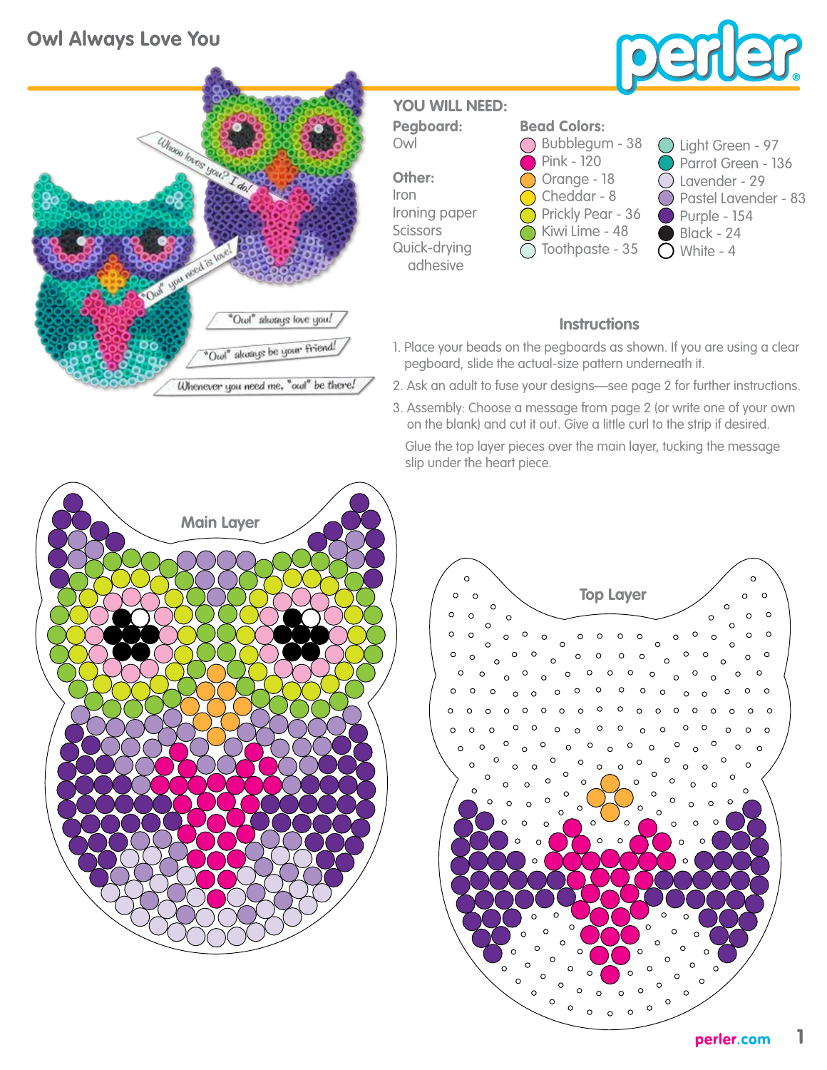# Owl Always Love You

## YOU WILL NEED:

**Pegboard:**
Owl

**Other:**
Iron
Ironing paper
Scissors
Quick-drying adhesive

**Bead Colors:**
- Bubblegum - 38
- Pink - 120
- Orange - 18
- Cheddar - 8
- Prickly Pear - 36
- Kiwi Lime - 48
- Toothpaste - 35
- Light Green - 97
- Parrot Green - 136
- Lavender - 29
- Pastel Lavender - 83
- Purple - 154
- Black - 24
- White - 4

## Instructions

1. Place your beads on the pegboards as shown. If you are using a clear pegboard, slide the actual-size pattern underneath it.
2. Ask an adult to fuse your designs—see page 2 for further instructions.
3. Assembly: Choose a message from page 2 (or write one of your own on the blank) and cut it out. Give a little curl to the strip if desired.

   Glue the top layer pieces over the main layer, tucking the message slip under the heart piece.

Main Layer

Top Layer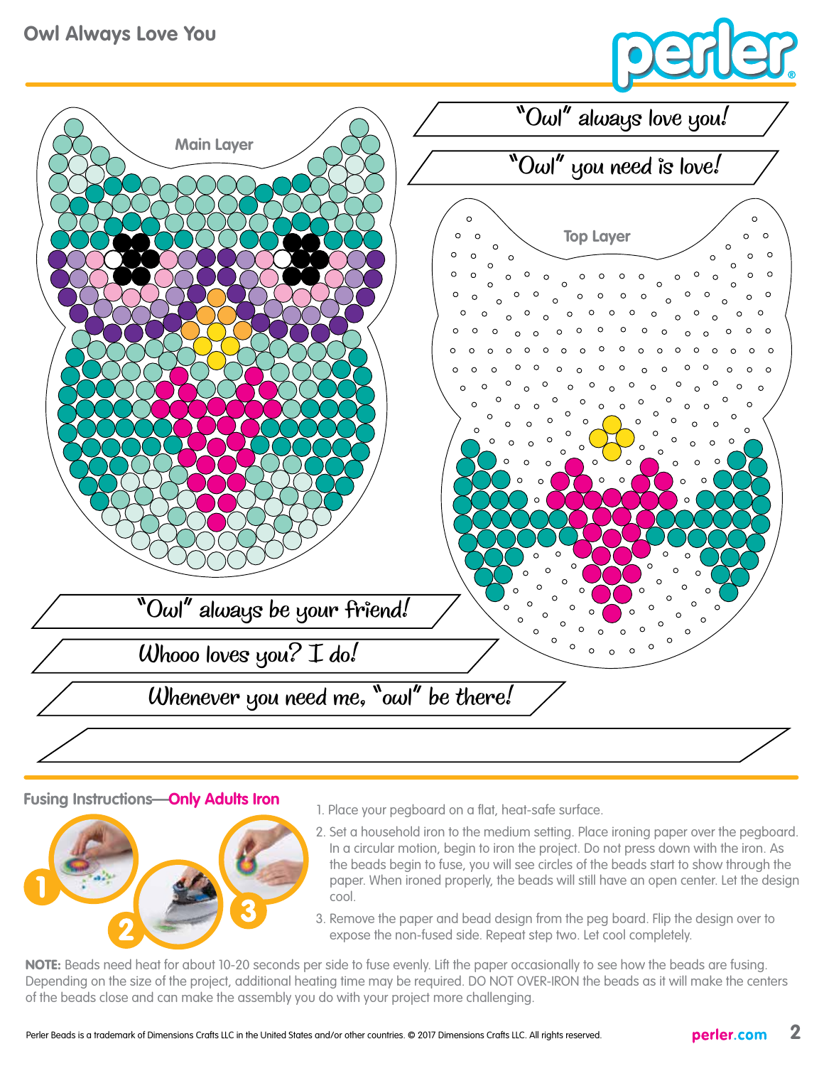# Owl Always Love You

Main Layer

"Owl" always love you!

"Owl" you need is love!

Top Layer

"Owl" always be your friend!

Whooo loves you? I do!

Whenever you need me, "owl" be there!

## Fusing Instructions—Only Adults Iron

1. Place your pegboard on a flat, heat-safe surface.
2. Set a household iron to the medium setting. Place ironing paper over the pegboard. In a circular motion, begin to iron the project. Do not press down with the iron. As the beads begin to fuse, you will see circles of the beads start to show through the paper. When ironed properly, the beads will still have an open center. Let the design cool.
3. Remove the paper and bead design from the peg board. Flip the design over to expose the non-fused side. Repeat step two. Let cool completely.

**NOTE:** Beads need heat for about 10-20 seconds per side to fuse evenly. Lift the paper occasionally to see how the beads are fusing. Depending on the size of the project, additional heating time may be required. DO NOT OVER-IRON the beads as it will make the centers of the beads close and can make the assembly you do with your project more challenging.

Perler Beads is a trademark of Dimensions Crafts LLC in the United States and/or other countries. © 2017 Dimensions Crafts LLC. All rights reserved.

perler.com